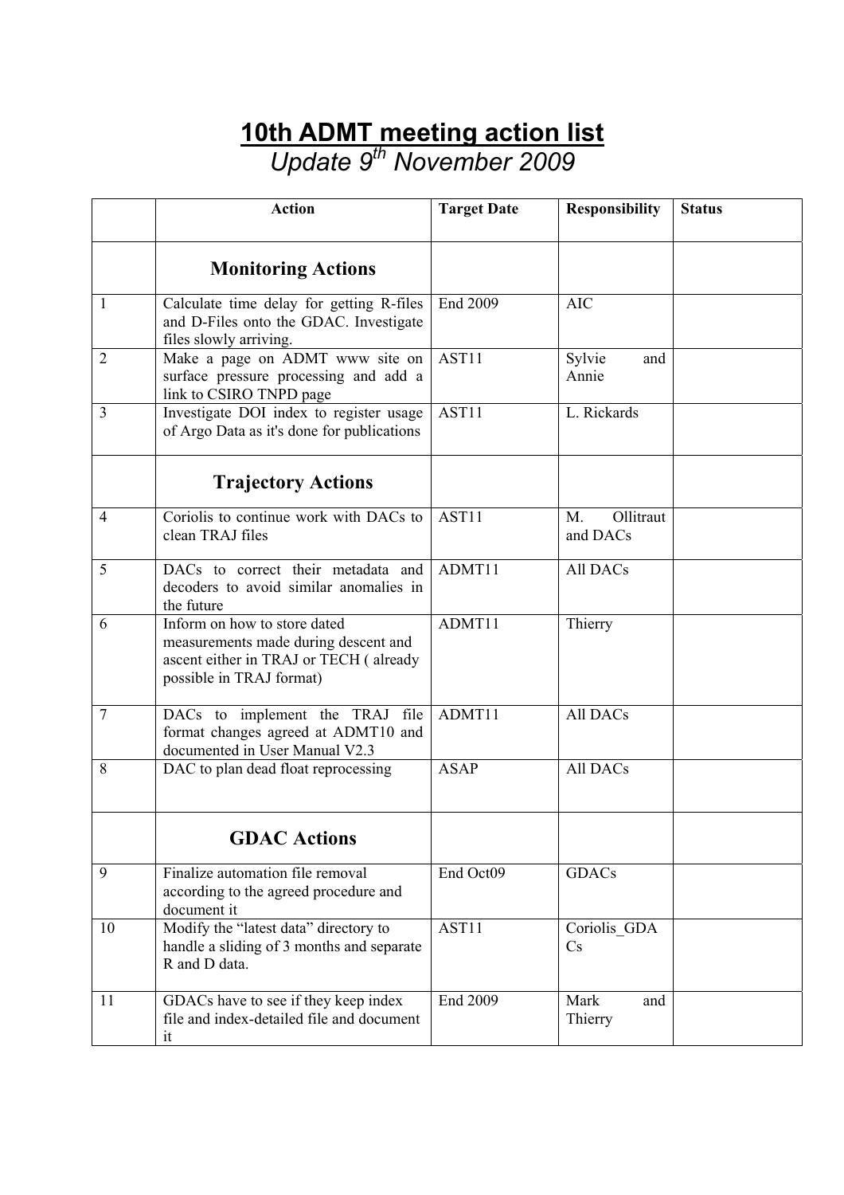# 10th ADMT meeting action list

*Update 9th November 2009*

| | Action | Target Date | Responsibility | Status |
|---|---|---|---|---|
| | **Monitoring Actions** | | | |
| 1 | Calculate time delay for getting R-files and D-Files onto the GDAC. Investigate files slowly arriving. | End 2009 | AIC | |
| 2 | Make a page on ADMT www site on surface pressure processing and add a link to CSIRO TNPD page | AST11 | Sylvie and Annie | |
| 3 | Investigate DOI index to register usage of Argo Data as it's done for publications | AST11 | L. Rickards | |
| | **Trajectory Actions** | | | |
| 4 | Coriolis to continue work with DACs to clean TRAJ files | AST11 | M. Ollitraut and DACs | |
| 5 | DACs to correct their metadata and decoders to avoid similar anomalies in the future | ADMT11 | All DACs | |
| 6 | Inform on how to store dated measurements made during descent and ascent either in TRAJ or TECH ( already possible in TRAJ format) | ADMT11 | Thierry | |
| 7 | DACs to implement the TRAJ file format changes agreed at ADMT10 and documented in User Manual V2.3 | ADMT11 | All DACs | |
| 8 | DAC to plan dead float reprocessing | ASAP | All DACs | |
| | **GDAC Actions** | | | |
| 9 | Finalize automation file removal according to the agreed procedure and document it | End Oct09 | GDACs | |
| 10 | Modify the "latest data" directory to handle a sliding of 3 months and separate R and D data. | AST11 | Coriolis_GDACs | |
| 11 | GDACs have to see if they keep index file and index-detailed file and document it | End 2009 | Mark and Thierry | |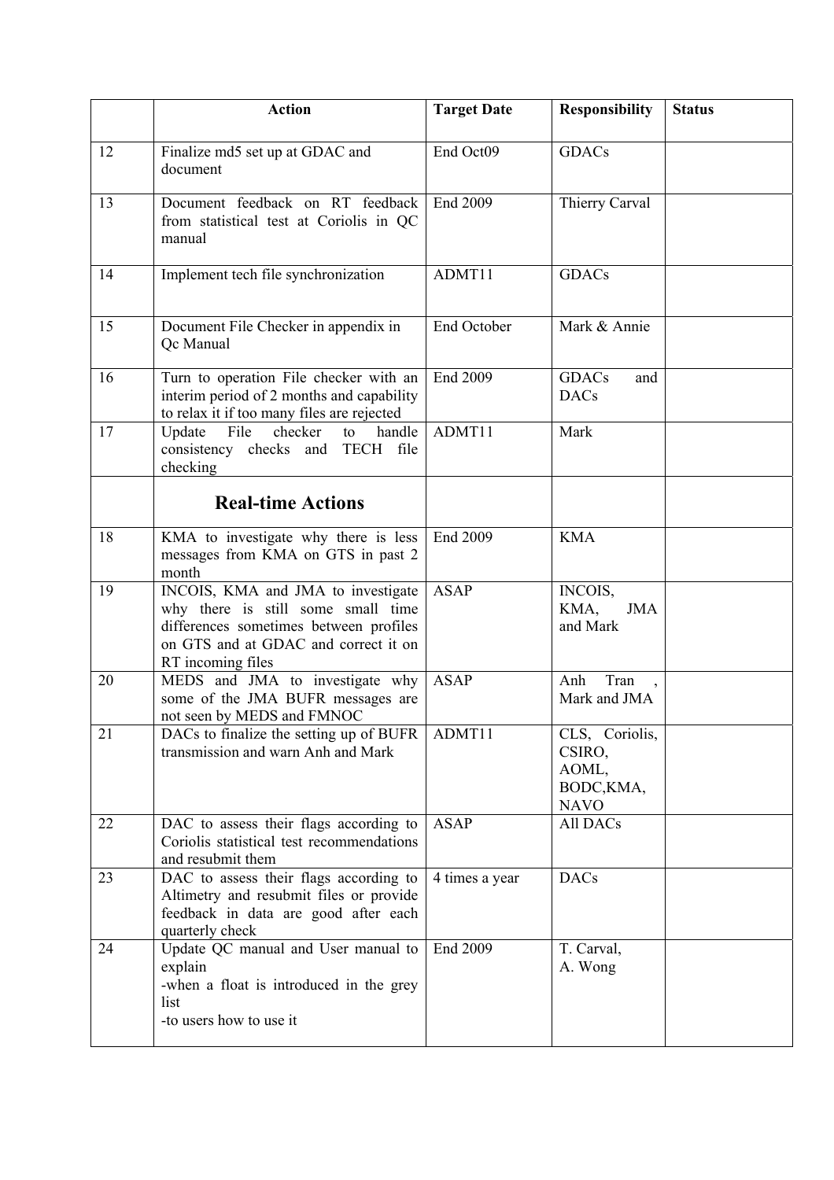| | Action | Target Date | Responsibility | Status |
|---|---|---|---|---|
| 12 | Finalize md5 set up at GDAC and document | End Oct09 | GDACs | |
| 13 | Document feedback on RT feedback from statistical test at Coriolis in QC manual | End 2009 | Thierry Carval | |
| 14 | Implement tech file synchronization | ADMT11 | GDACs | |
| 15 | Document File Checker in appendix in Qc Manual | End October | Mark & Annie | |
| 16 | Turn to operation File checker with an interim period of 2 months and capability to relax it if too many files are rejected | End 2009 | GDACs and DACs | |
| 17 | Update File checker to handle consistency checks and TECH file checking | ADMT11 | Mark | |
| | **Real-time Actions** | | | |
| 18 | KMA to investigate why there is less messages from KMA on GTS in past 2 month | End 2009 | KMA | |
| 19 | INCOIS, KMA and JMA to investigate why there is still some small time differences sometimes between profiles on GTS and at GDAC and correct it on RT incoming files | ASAP | INCOIS, KMA, JMA and Mark | |
| 20 | MEDS and JMA to investigate why some of the JMA BUFR messages are not seen by MEDS and FMNOC | ASAP | Anh Tran , Mark and JMA | |
| 21 | DACs to finalize the setting up of BUFR transmission and warn Anh and Mark | ADMT11 | CLS, Coriolis, CSIRO, AOML, BODC,KMA, NAVO | |
| 22 | DAC to assess their flags according to Coriolis statistical test recommendations and resubmit them | ASAP | All DACs | |
| 23 | DAC to assess their flags according to Altimetry and resubmit files or provide feedback in data are good after each quarterly check | 4 times a year | DACs | |
| 24 | Update QC manual and User manual to explain<br>-when a float is introduced in the grey list<br>-to users how to use it | End 2009 | T. Carval,<br>A. Wong | |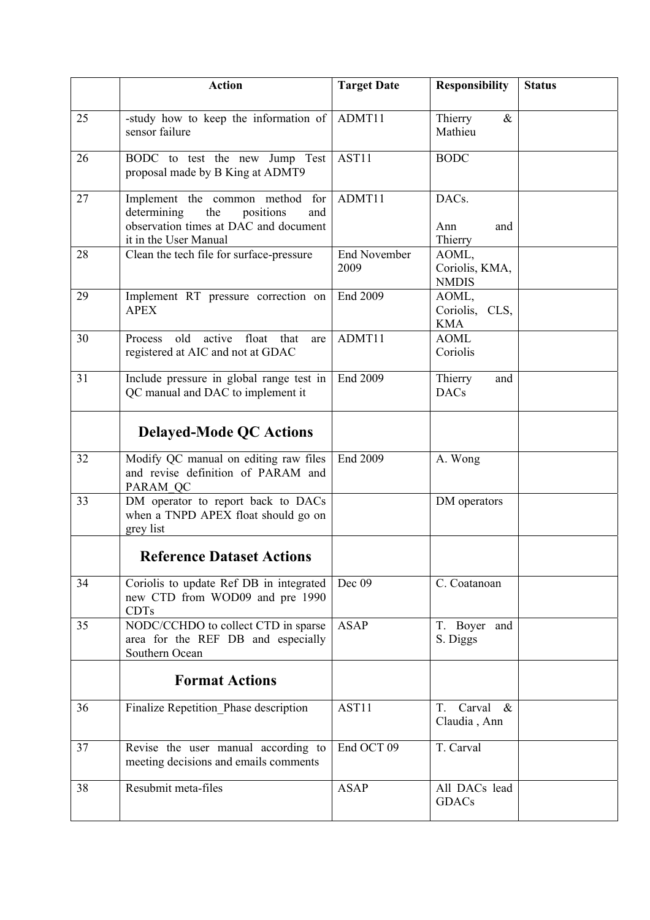| | Action | Target Date | Responsibility | Status |
|---|---|---|---|---|
| 25 | -study how to keep the information of sensor failure | ADMT11 | Thierry & Mathieu | |
| 26 | BODC to test the new Jump Test proposal made by B King at ADMT9 | AST11 | BODC | |
| 27 | Implement the common method for determining the positions and observation times at DAC and document it in the User Manual | ADMT11 | DACs.<br><br>Ann and Thierry | |
| 28 | Clean the tech file for surface-pressure | End November 2009 | AOML, Coriolis, KMA, NMDIS | |
| 29 | Implement RT pressure correction on APEX | End 2009 | AOML, Coriolis, CLS, KMA | |
| 30 | Process old active float that are registered at AIC and not at GDAC | ADMT11 | AOML Coriolis | |
| 31 | Include pressure in global range test in QC manual and DAC to implement it | End 2009 | Thierry and DACs | |
| | **Delayed-Mode QC Actions** | | | |
| 32 | Modify QC manual on editing raw files and revise definition of PARAM and PARAM_QC | End 2009 | A. Wong | |
| 33 | DM operator to report back to DACs when a TNPD APEX float should go on grey list | | DM operators | |
| | **Reference Dataset Actions** | | | |
| 34 | Coriolis to update Ref DB in integrated new CTD from WOD09 and pre 1990 CDTs | Dec 09 | C. Coatanoan | |
| 35 | NODC/CCHDO to collect CTD in sparse area for the REF DB and especially Southern Ocean | ASAP | T. Boyer and S. Diggs | |
| | **Format Actions** | | | |
| 36 | Finalize Repetition_Phase description | AST11 | T. Carval & Claudia , Ann | |
| 37 | Revise the user manual according to meeting decisions and emails comments | End OCT 09 | T. Carval | |
| 38 | Resubmit meta-files | ASAP | All DACs lead GDACs | |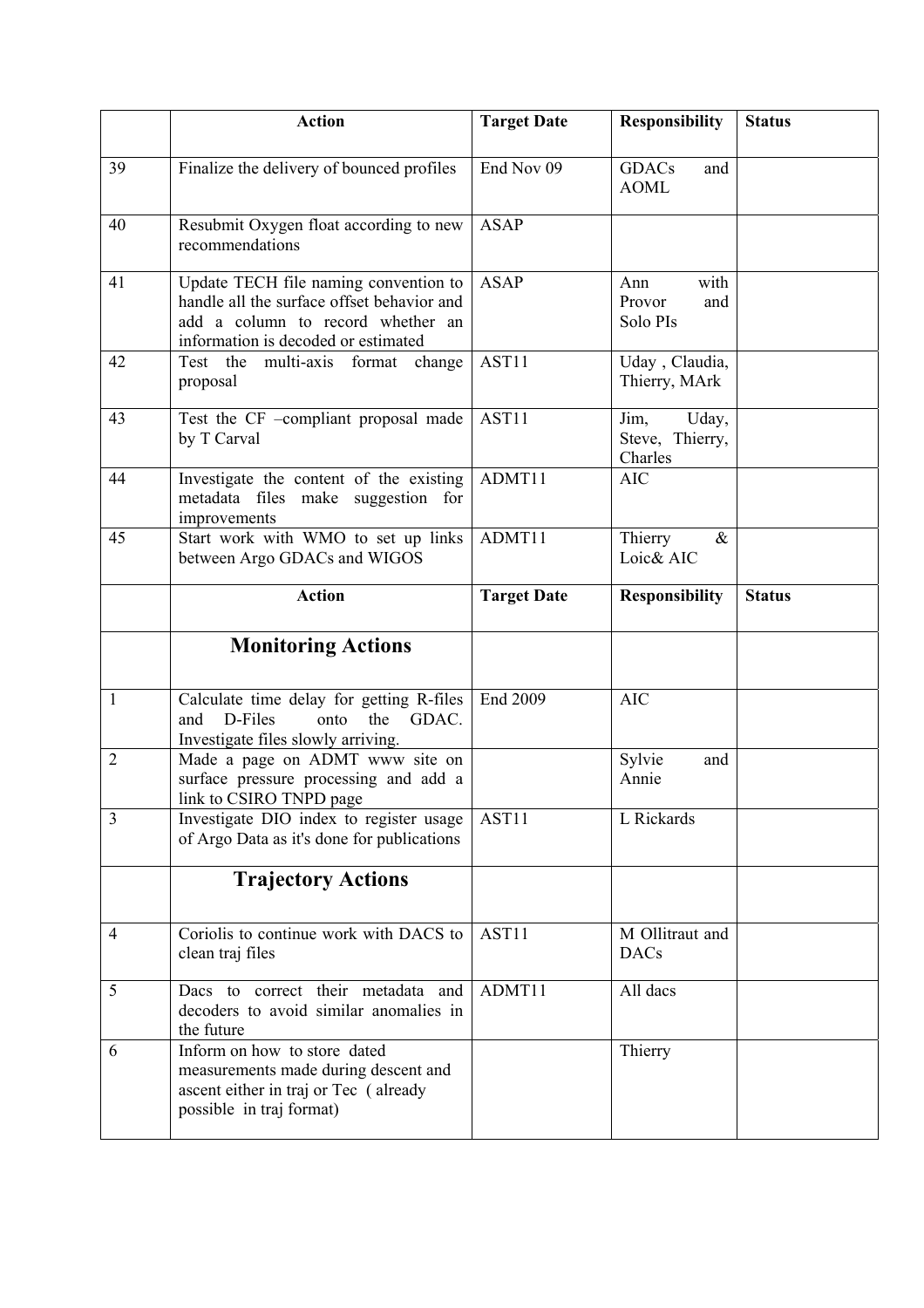| | Action | Target Date | Responsibility | Status |
|---|---|---|---|---|
| 39 | Finalize the delivery of bounced profiles | End Nov 09 | GDACs and AOML | |
| 40 | Resubmit Oxygen float according to new recommendations | ASAP | | |
| 41 | Update TECH file naming convention to handle all the surface offset behavior and add a column to record whether an information is decoded or estimated | ASAP | Ann with Provor and Solo PIs | |
| 42 | Test the multi-axis format change proposal | AST11 | Uday , Claudia, Thierry, MArk | |
| 43 | Test the CF –compliant proposal made by T Carval | AST11 | Jim, Uday, Steve, Thierry, Charles | |
| 44 | Investigate the content of the existing metadata files make suggestion for improvements | ADMT11 | AIC | |
| 45 | Start work with WMO to set up links between Argo GDACs and WIGOS | ADMT11 | Thierry & Loic& AIC | |
| | **Action** | **Target Date** | **Responsibility** | **Status** |
| | **Monitoring Actions** | | | |
| 1 | Calculate time delay for getting R-files and D-Files onto the GDAC. Investigate files slowly arriving. | End 2009 | AIC | |
| 2 | Made a page on ADMT www site on surface pressure processing and add a link to CSIRO TNPD page | | Sylvie and Annie | |
| 3 | Investigate DIO index to register usage of Argo Data as it's done for publications | AST11 | L Rickards | |
| | **Trajectory Actions** | | | |
| 4 | Coriolis to continue work with DACS to clean traj files | AST11 | M Ollitraut and DACs | |
| 5 | Dacs to correct their metadata and decoders to avoid similar anomalies in the future | ADMT11 | All dacs | |
| 6 | Inform on how to store dated measurements made during descent and ascent either in traj or Tec ( already possible in traj format) | | Thierry | |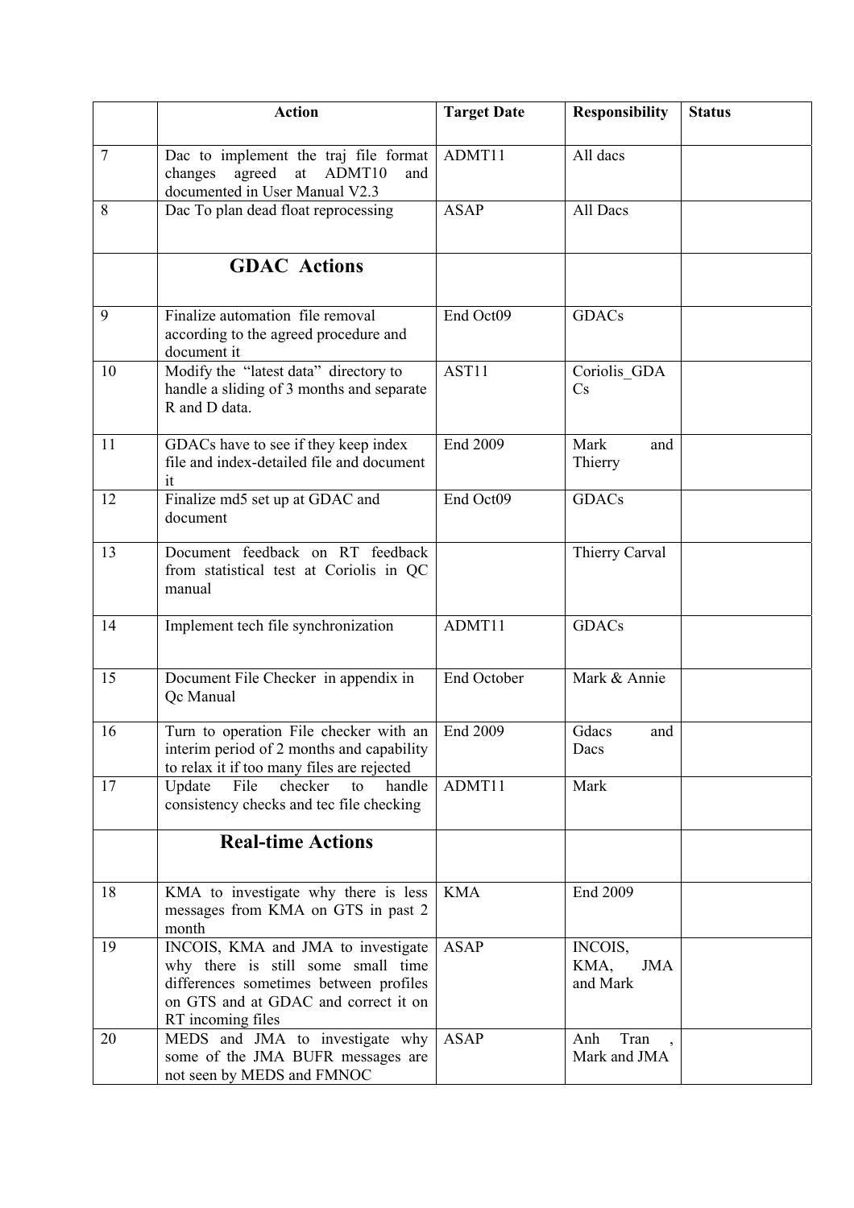|  | Action | Target Date | Responsibility | Status |
|---|---|---|---|---|
| 7 | Dac to implement the traj file format changes agreed at ADMT10 and documented in User Manual V2.3 | ADMT11 | All dacs |  |
| 8 | Dac To plan dead float reprocessing | ASAP | All Dacs |  |
|  | **GDAC Actions** |  |  |  |
| 9 | Finalize automation file removal according to the agreed procedure and document it | End Oct09 | GDACs |  |
| 10 | Modify the "latest data" directory to handle a sliding of 3 months and separate R and D data. | AST11 | Coriolis_GDACs |  |
| 11 | GDACs have to see if they keep index file and index-detailed file and document it | End 2009 | Mark and Thierry |  |
| 12 | Finalize md5 set up at GDAC and document | End Oct09 | GDACs |  |
| 13 | Document feedback on RT feedback from statistical test at Coriolis in QC manual |  | Thierry Carval |  |
| 14 | Implement tech file synchronization | ADMT11 | GDACs |  |
| 15 | Document File Checker in appendix in Qc Manual | End October | Mark & Annie |  |
| 16 | Turn to operation File checker with an interim period of 2 months and capability to relax it if too many files are rejected | End 2009 | Gdacs and Dacs |  |
| 17 | Update File checker to handle consistency checks and tec file checking | ADMT11 | Mark |  |
|  | **Real-time Actions** |  |  |  |
| 18 | KMA to investigate why there is less messages from KMA on GTS in past 2 month | KMA | End 2009 |  |
| 19 | INCOIS, KMA and JMA to investigate why there is still some small time differences sometimes between profiles on GTS and at GDAC and correct it on RT incoming files | ASAP | INCOIS, KMA, JMA and Mark |  |
| 20 | MEDS and JMA to investigate why some of the JMA BUFR messages are not seen by MEDS and FMNOC | ASAP | Anh Tran , Mark and JMA |  |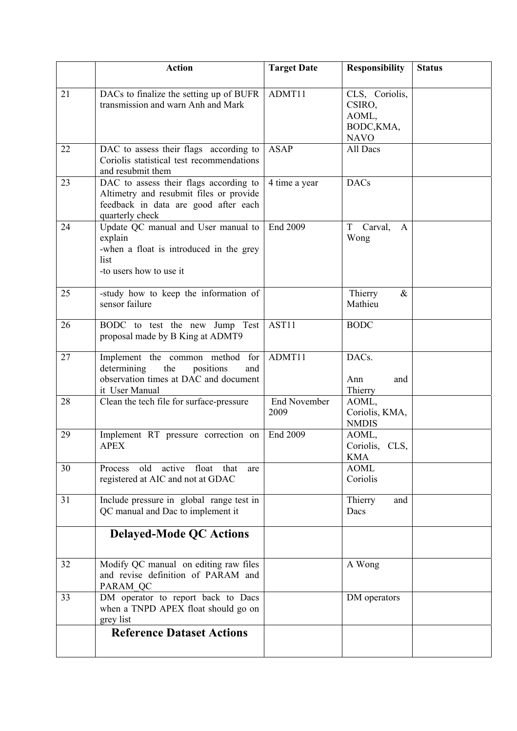|  | Action | Target Date | Responsibility | Status |
|---|---|---|---|---|
| 21 | DACs to finalize the setting up of BUFR transmission and warn Anh and Mark | ADMT11 | CLS, Coriolis, CSIRO, AOML, BODC,KMA, NAVO |  |
| 22 | DAC to assess their flags according to Coriolis statistical test recommendations and resubmit them | ASAP | All Dacs |  |
| 23 | DAC to assess their flags according to Altimetry and resubmit files or provide feedback in data are good after each quarterly check | 4 time a year | DACs |  |
| 24 | Update QC manual and User manual to explain<br>-when a float is introduced in the grey list<br>-to users how to use it | End 2009 | T Carval, A Wong |  |
| 25 | -study how to keep the information of sensor failure |  | Thierry & Mathieu |  |
| 26 | BODC to test the new Jump Test proposal made by B King at ADMT9 | AST11 | BODC |  |
| 27 | Implement the common method for determining the positions and observation times at DAC and document it User Manual | ADMT11 | DACs.<br><br>Ann and Thierry |  |
| 28 | Clean the tech file for surface-pressure | End November 2009 | AOML, Coriolis, KMA, NMDIS |  |
| 29 | Implement RT pressure correction on APEX | End 2009 | AOML, Coriolis, CLS, KMA |  |
| 30 | Process old active float that are registered at AIC and not at GDAC |  | AOML Coriolis |  |
| 31 | Include pressure in global range test in QC manual and Dac to implement it |  | Thierry and Dacs |  |
|  | **Delayed-Mode QC Actions** |  |  |  |
| 32 | Modify QC manual on editing raw files and revise definition of PARAM and PARAM_QC |  | A Wong |  |
| 33 | DM operator to report back to Dacs when a TNPD APEX float should go on grey list |  | DM operators |  |
|  | **Reference Dataset Actions** |  |  |  |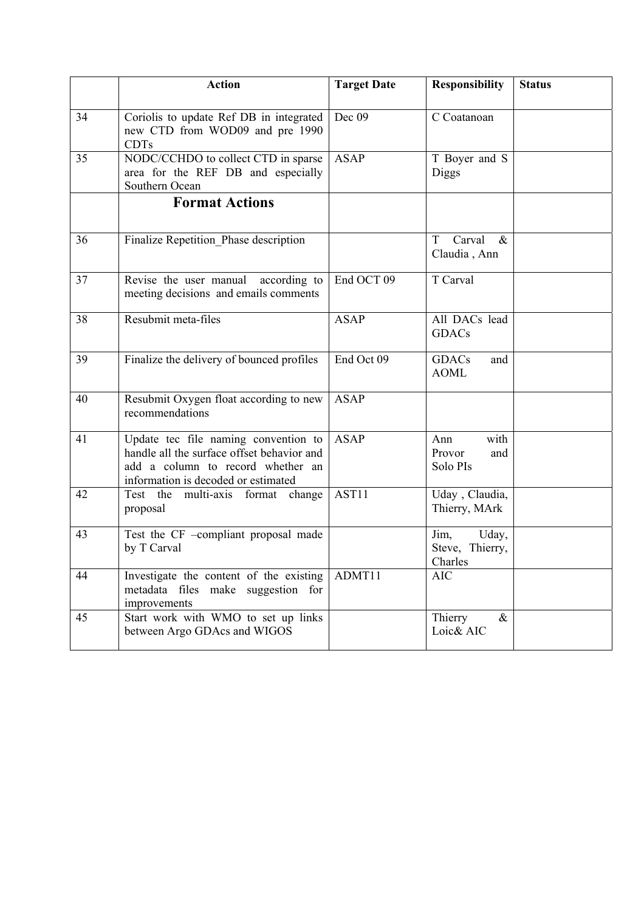| | Action | Target Date | Responsibility | Status |
|---|---|---|---|---|
| 34 | Coriolis to update Ref DB in integrated new CTD from WOD09 and pre 1990 CDTs | Dec 09 | C Coatanoan | |
| 35 | NODC/CCHDO to collect CTD in sparse area for the REF DB and especially Southern Ocean | ASAP | T Boyer and S Diggs | |
| | **Format Actions** | | | |
| 36 | Finalize Repetition_Phase description | | T Carval & Claudia , Ann | |
| 37 | Revise the user manual according to meeting decisions and emails comments | End OCT 09 | T Carval | |
| 38 | Resubmit meta-files | ASAP | All DACs lead GDACs | |
| 39 | Finalize the delivery of bounced profiles | End Oct 09 | GDACs and AOML | |
| 40 | Resubmit Oxygen float according to new recommendations | ASAP | | |
| 41 | Update tec file naming convention to handle all the surface offset behavior and add a column to record whether an information is decoded or estimated | ASAP | Ann with Provor and Solo PIs | |
| 42 | Test the multi-axis format change proposal | AST11 | Uday , Claudia, Thierry, MArk | |
| 43 | Test the CF –compliant proposal made by T Carval | | Jim, Uday, Steve, Thierry, Charles | |
| 44 | Investigate the content of the existing metadata files make suggestion for improvements | ADMT11 | AIC | |
| 45 | Start work with WMO to set up links between Argo GDAcs and WIGOS | | Thierry & Loic& AIC | |